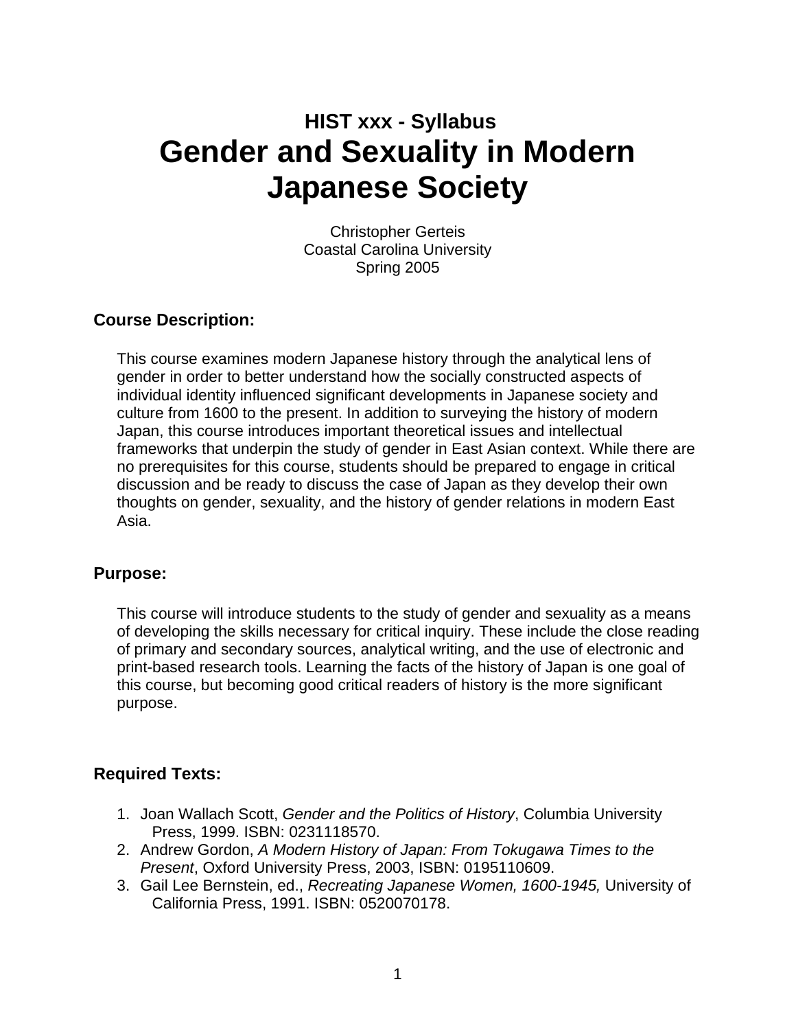## HIST xxx - Syllabus

# Gender and Sexuality in Modern Japanese Society

Christopher Gerteis
Coastal Carolina University
Spring 2005

### Course Description:

This course examines modern Japanese history through the analytical lens of gender in order to better understand how the socially constructed aspects of individual identity influenced significant developments in Japanese society and culture from 1600 to the present. In addition to surveying the history of modern Japan, this course introduces important theoretical issues and intellectual frameworks that underpin the study of gender in East Asian context. While there are no prerequisites for this course, students should be prepared to engage in critical discussion and be ready to discuss the case of Japan as they develop their own thoughts on gender, sexuality, and the history of gender relations in modern East Asia.

### Purpose:

This course will introduce students to the study of gender and sexuality as a means of developing the skills necessary for critical inquiry. These include the close reading of primary and secondary sources, analytical writing, and the use of electronic and print-based research tools. Learning the facts of the history of Japan is one goal of this course, but becoming good critical readers of history is the more significant purpose.

### Required Texts:

1. Joan Wallach Scott, *Gender and the Politics of History*, Columbia University Press, 1999. ISBN: 0231118570.
2. Andrew Gordon, *A Modern History of Japan: From Tokugawa Times to the Present*, Oxford University Press, 2003, ISBN: 0195110609.
3. Gail Lee Bernstein, ed., *Recreating Japanese Women, 1600-1945,* University of California Press, 1991. ISBN: 0520070178.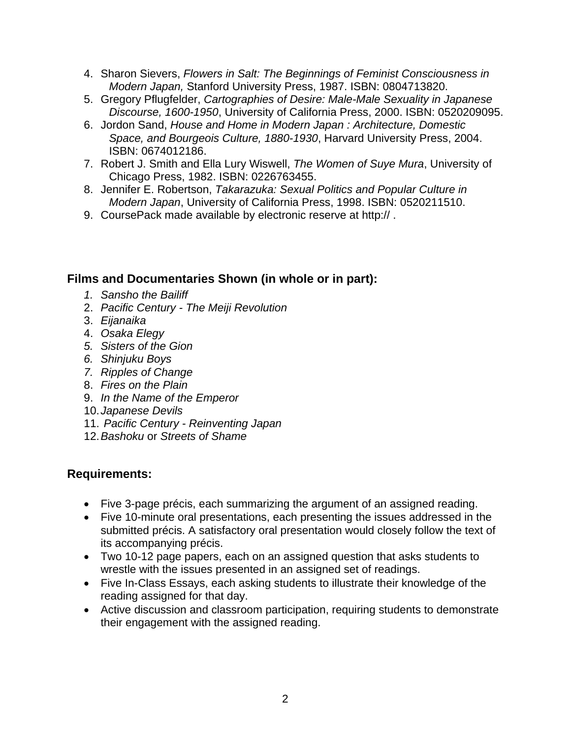4. Sharon Sievers, *Flowers in Salt: The Beginnings of Feminist Consciousness in Modern Japan,* Stanford University Press, 1987. ISBN: 0804713820.
5. Gregory Pflugfelder, *Cartographies of Desire: Male-Male Sexuality in Japanese Discourse, 1600-1950*, University of California Press, 2000. ISBN: 0520209095.
6. Jordon Sand, *House and Home in Modern Japan : Architecture, Domestic Space, and Bourgeois Culture, 1880-1930*, Harvard University Press, 2004. ISBN: 0674012186.
7. Robert J. Smith and Ella Lury Wiswell, *The Women of Suye Mura*, University of Chicago Press, 1982. ISBN: 0226763455.
8. Jennifer E. Robertson, *Takarazuka: Sexual Politics and Popular Culture in Modern Japan*, University of California Press, 1998. ISBN: 0520211510.
9. CoursePack made available by electronic reserve at http:// .

### Films and Documentaries Shown (in whole or in part):

1. *Sansho the Bailiff*
2. *Pacific Century - The Meiji Revolution*
3. *Eijanaika*
4. *Osaka Elegy*
5. *Sisters of the Gion*
6. *Shinjuku Boys*
7. *Ripples of Change*
8. *Fires on the Plain*
9. *In the Name of the Emperor*
10. *Japanese Devils*
11. *Pacific Century - Reinventing Japan*
12. *Bashoku* or *Streets of Shame*

### Requirements:

- Five 3-page précis, each summarizing the argument of an assigned reading.
- Five 10-minute oral presentations, each presenting the issues addressed in the submitted précis. A satisfactory oral presentation would closely follow the text of its accompanying précis.
- Two 10-12 page papers, each on an assigned question that asks students to wrestle with the issues presented in an assigned set of readings.
- Five In-Class Essays, each asking students to illustrate their knowledge of the reading assigned for that day.
- Active discussion and classroom participation, requiring students to demonstrate their engagement with the assigned reading.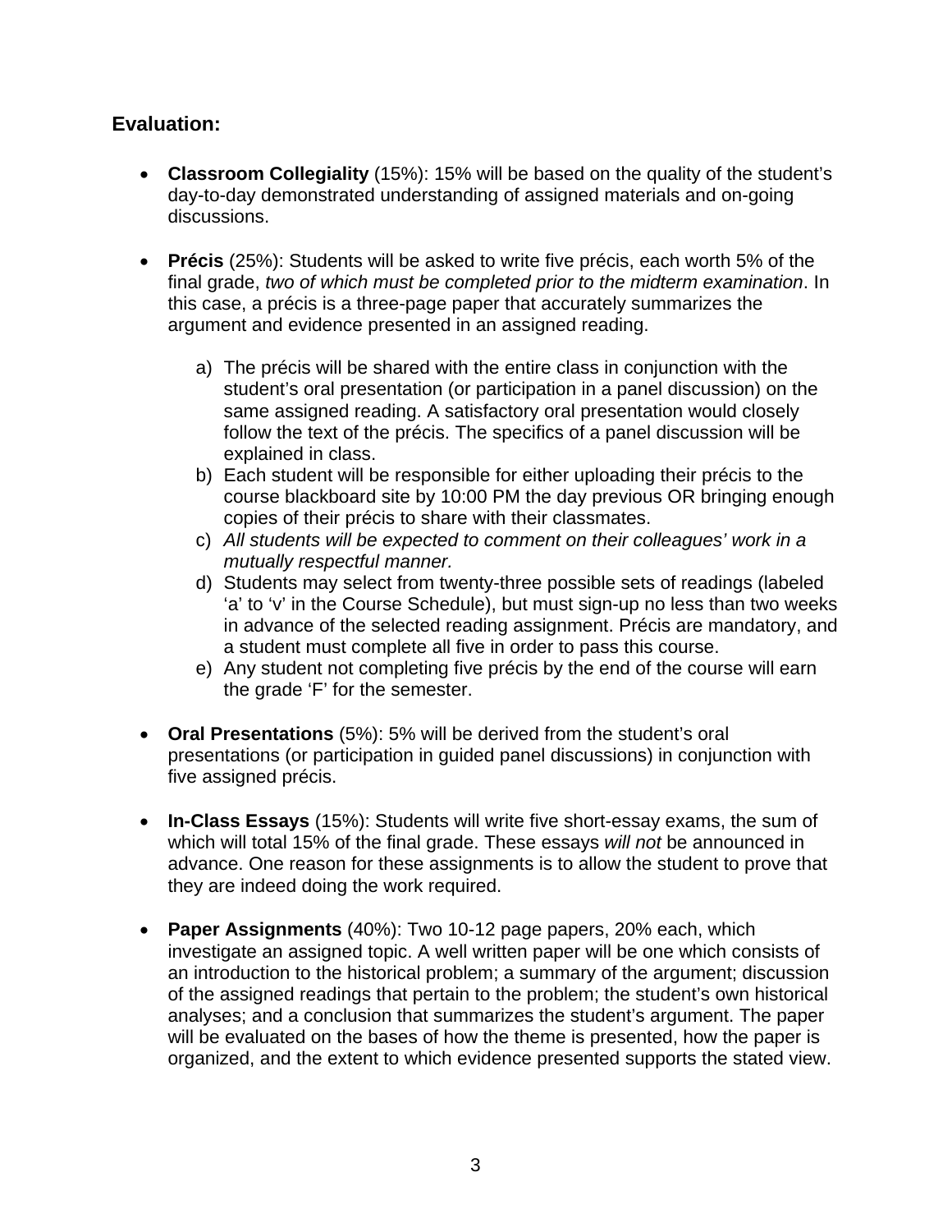## Evaluation:

- **Classroom Collegiality** (15%): 15% will be based on the quality of the student's day-to-day demonstrated understanding of assigned materials and on-going discussions.

- **Précis** (25%): Students will be asked to write five précis, each worth 5% of the final grade, *two of which must be completed prior to the midterm examination*. In this case, a précis is a three-page paper that accurately summarizes the argument and evidence presented in an assigned reading.

   a) The précis will be shared with the entire class in conjunction with the student's oral presentation (or participation in a panel discussion) on the same assigned reading. A satisfactory oral presentation would closely follow the text of the précis. The specifics of a panel discussion will be explained in class.
   b) Each student will be responsible for either uploading their précis to the course blackboard site by 10:00 PM the day previous OR bringing enough copies of their précis to share with their classmates.
   c) *All students will be expected to comment on their colleagues' work in a mutually respectful manner.*
   d) Students may select from twenty-three possible sets of readings (labeled 'a' to 'v' in the Course Schedule), but must sign-up no less than two weeks in advance of the selected reading assignment. Précis are mandatory, and a student must complete all five in order to pass this course.
   e) Any student not completing five précis by the end of the course will earn the grade 'F' for the semester.

- **Oral Presentations** (5%): 5% will be derived from the student's oral presentations (or participation in guided panel discussions) in conjunction with five assigned précis.

- **In-Class Essays** (15%): Students will write five short-essay exams, the sum of which will total 15% of the final grade. These essays *will not* be announced in advance. One reason for these assignments is to allow the student to prove that they are indeed doing the work required.

- **Paper Assignments** (40%): Two 10-12 page papers, 20% each, which investigate an assigned topic. A well written paper will be one which consists of an introduction to the historical problem; a summary of the argument; discussion of the assigned readings that pertain to the problem; the student's own historical analyses; and a conclusion that summarizes the student's argument. The paper will be evaluated on the bases of how the theme is presented, how the paper is organized, and the extent to which evidence presented supports the stated view.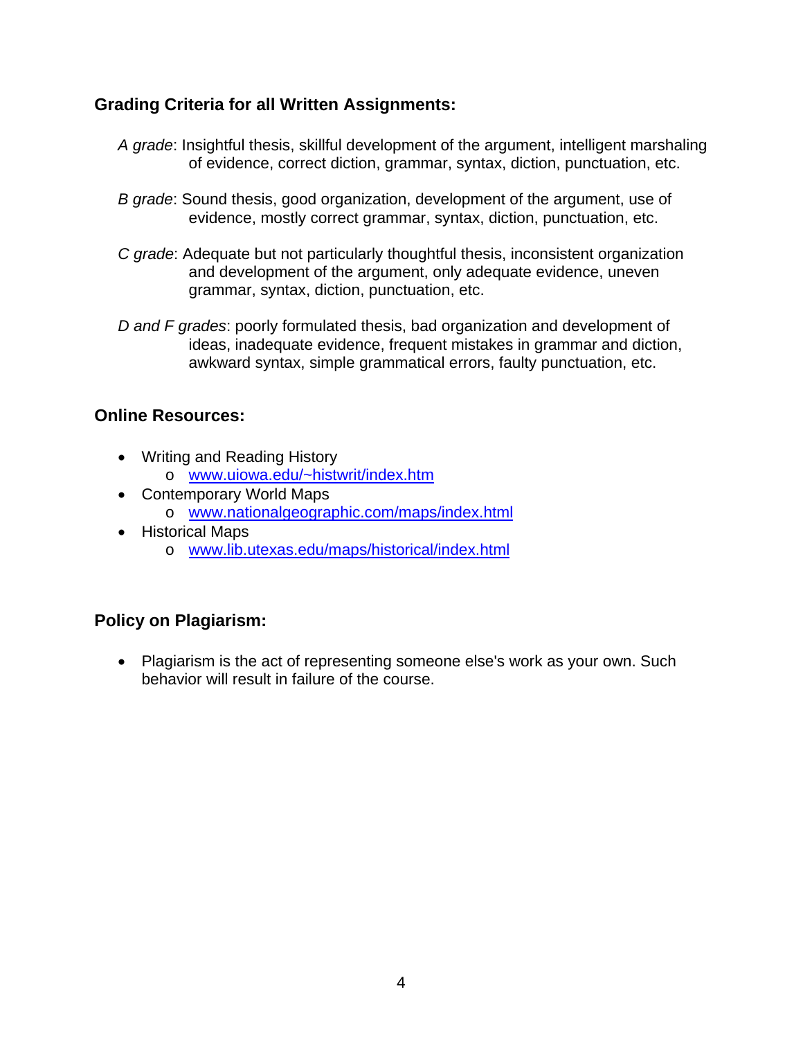### Grading Criteria for all Written Assignments:

*A grade*: Insightful thesis, skillful development of the argument, intelligent marshaling of evidence, correct diction, grammar, syntax, diction, punctuation, etc.

*B grade*: Sound thesis, good organization, development of the argument, use of evidence, mostly correct grammar, syntax, diction, punctuation, etc.

*C grade*: Adequate but not particularly thoughtful thesis, inconsistent organization and development of the argument, only adequate evidence, uneven grammar, syntax, diction, punctuation, etc.

*D and F grades*: poorly formulated thesis, bad organization and development of ideas, inadequate evidence, frequent mistakes in grammar and diction, awkward syntax, simple grammatical errors, faulty punctuation, etc.

### Online Resources:

- Writing and Reading History
  - [www.uiowa.edu/~histwrit/index.htm](http://www.uiowa.edu/~histwrit/index.htm)
- Contemporary World Maps
  - [www.nationalgeographic.com/maps/index.html](http://www.nationalgeographic.com/maps/index.html)
- Historical Maps
  - [www.lib.utexas.edu/maps/historical/index.html](http://www.lib.utexas.edu/maps/historical/index.html)

### Policy on Plagiarism:

- Plagiarism is the act of representing someone else's work as your own. Such behavior will result in failure of the course.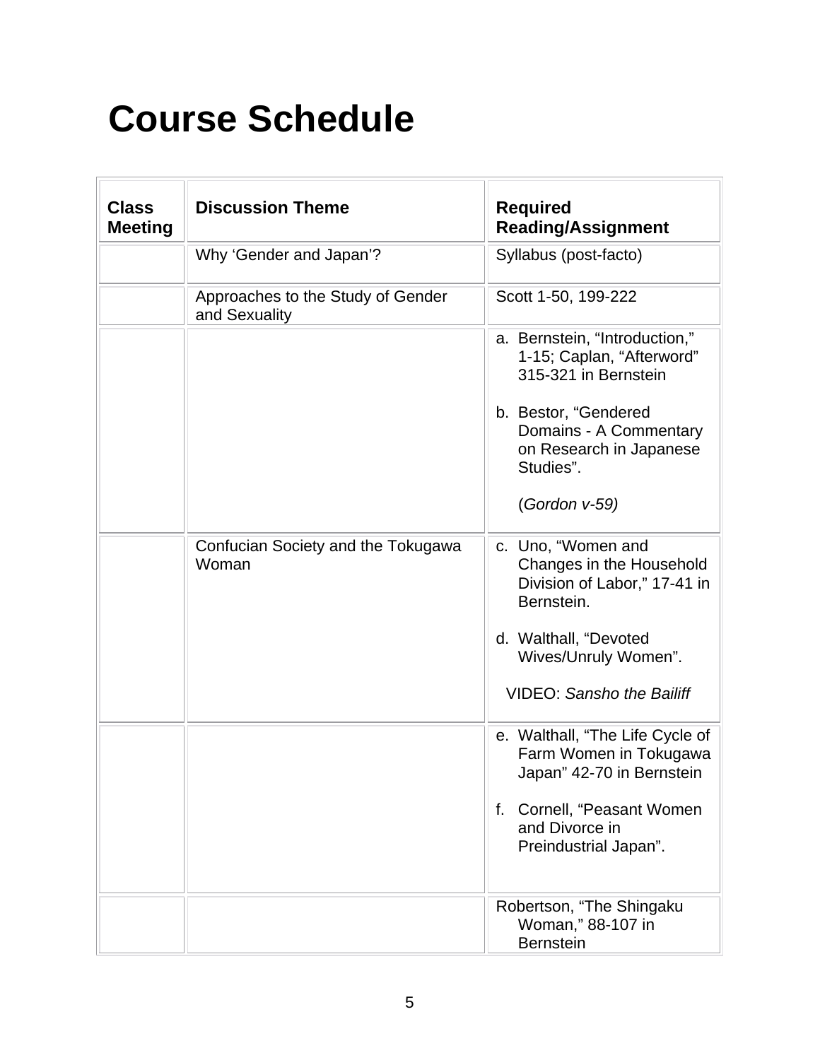# Course Schedule

| Class Meeting | Discussion Theme | Required Reading/Assignment |
|---|---|---|
| | Why 'Gender and Japan'? | Syllabus (post-facto) |
| | Approaches to the Study of Gender and Sexuality | Scott 1-50, 199-222 |
| | | a. Bernstein, "Introduction," 1-15; Caplan, "Afterword" 315-321 in Bernstein<br><br>b. Bestor, "Gendered Domains - A Commentary on Research in Japanese Studies".<br><br>(*Gordon v-59)* |
| | Confucian Society and the Tokugawa Woman | c. Uno, "Women and Changes in the Household Division of Labor," 17-41 in Bernstein.<br><br>d. Walthall, "Devoted Wives/Unruly Women".<br><br>VIDEO: *Sansho the Bailiff* |
| | | e. Walthall, "The Life Cycle of Farm Women in Tokugawa Japan" 42-70 in Bernstein<br><br>f. Cornell, "Peasant Women and Divorce in Preindustrial Japan". |
| | | Robertson, "The Shingaku Woman," 88-107 in Bernstein |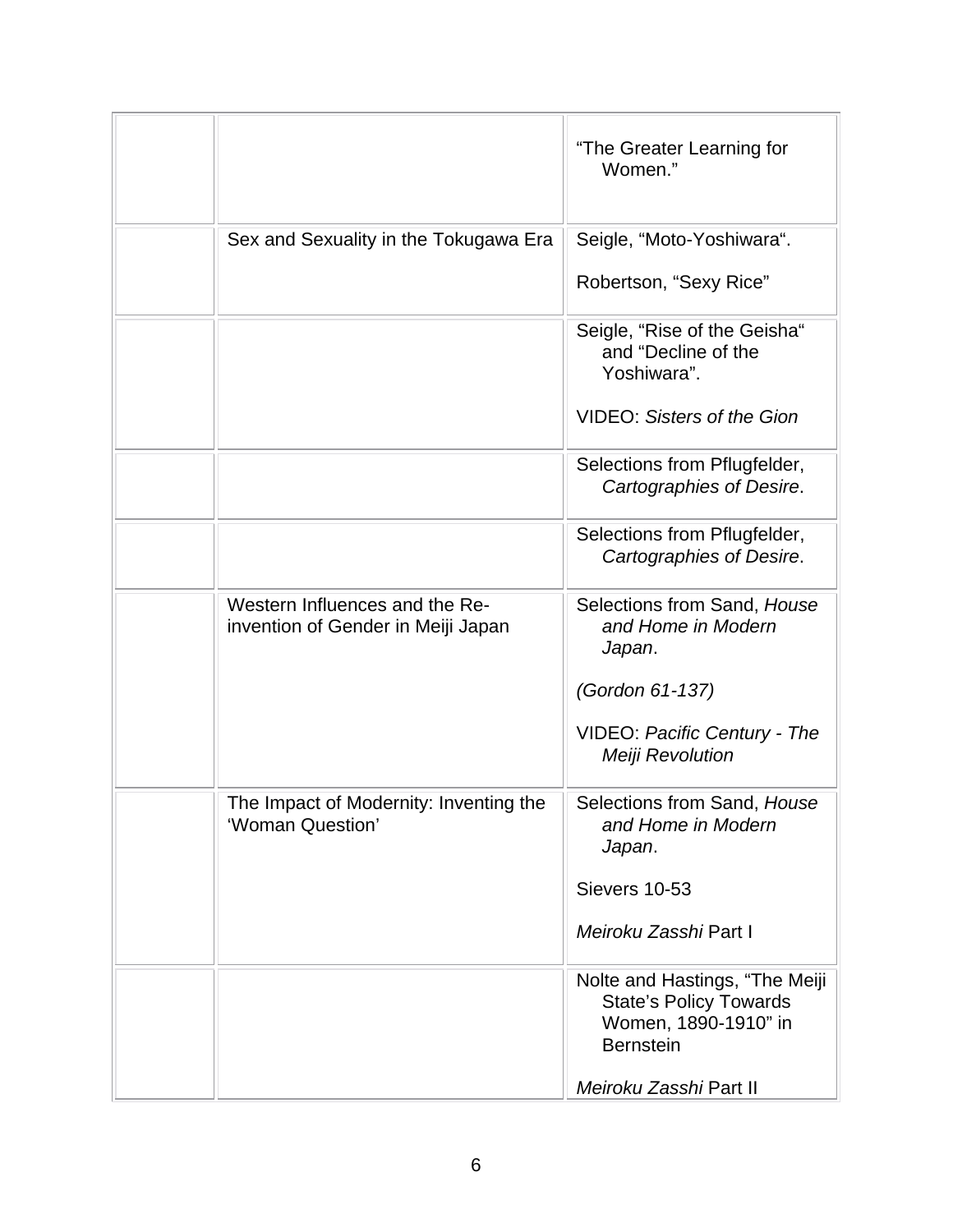| | | |
|---|---|---|
| | | "The Greater Learning for Women." |
| | Sex and Sexuality in the Tokugawa Era | Seigle, "Moto-Yoshiwara".<br><br>Robertson, "Sexy Rice" |
| | | Seigle, "Rise of the Geisha" and "Decline of the Yoshiwara".<br><br>VIDEO: *Sisters of the Gion* |
| | | Selections from Pflugfelder, *Cartographies of Desire*. |
| | | Selections from Pflugfelder, *Cartographies of Desire*. |
| | Western Influences and the Re-invention of Gender in Meiji Japan | Selections from Sand, *House and Home in Modern Japan*.<br><br>*(Gordon 61-137)*<br><br>VIDEO: *Pacific Century - The Meiji Revolution* |
| | The Impact of Modernity: Inventing the 'Woman Question' | Selections from Sand, *House and Home in Modern Japan*.<br><br>Sievers 10-53<br><br>*Meiroku Zasshi* Part I |
| | | Nolte and Hastings, "The Meiji State's Policy Towards Women, 1890-1910" in Bernstein<br><br>*Meiroku Zasshi* Part II |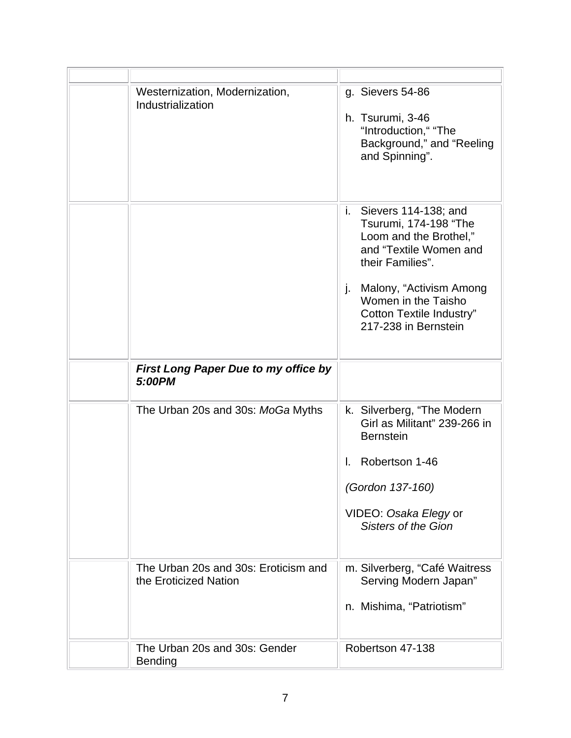| | | |
|---|---|---|
| | Westernization, Modernization, Industrialization | g. Sievers 54-86<br><br>h. Tsurumi, 3-46 "Introduction," "The Background," and "Reeling and Spinning". |
| | | i. Sievers 114-138; and Tsurumi, 174-198 "The Loom and the Brothel," and "Textile Women and their Families".<br><br>j. Malony, "Activism Among Women in the Taisho Cotton Textile Industry" 217-238 in Bernstein |
| | ***First Long Paper Due to my office by 5:00PM*** | |
| | The Urban 20s and 30s: *MoGa* Myths | k. Silverberg, "The Modern Girl as Militant" 239-266 in Bernstein<br><br>l. Robertson 1-46<br><br>*(Gordon 137-160)*<br><br>VIDEO: *Osaka Elegy* or *Sisters of the Gion* |
| | The Urban 20s and 30s: Eroticism and the Eroticized Nation | m. Silverberg, "Café Waitress Serving Modern Japan"<br><br>n. Mishima, "Patriotism" |
| | The Urban 20s and 30s: Gender Bending | Robertson 47-138 |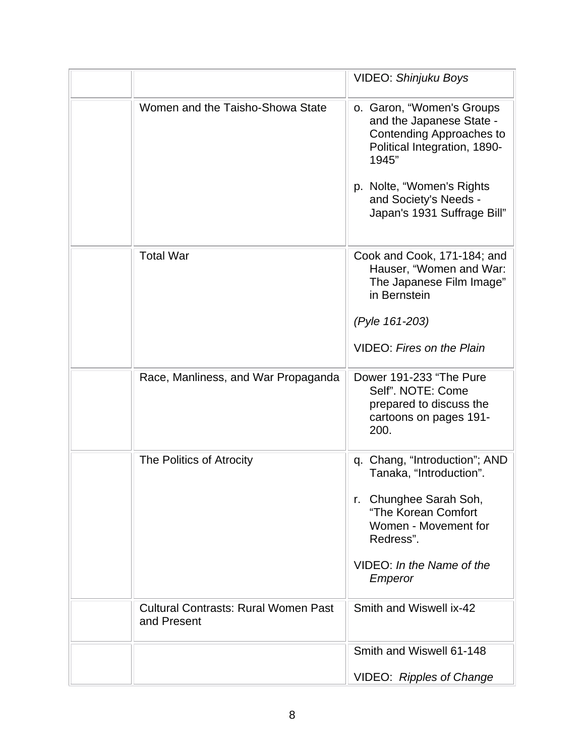| | | |
|---|---|---|
| | | VIDEO: *Shinjuku Boys* |
| | Women and the Taisho-Showa State | o. Garon, "Women's Groups and the Japanese State - Contending Approaches to Political Integration, 1890-1945"<br><br>p. Nolte, "Women's Rights and Society's Needs - Japan's 1931 Suffrage Bill" |
| | Total War | Cook and Cook, 171-184; and Hauser, "Women and War: The Japanese Film Image" in Bernstein<br><br>*(Pyle 161-203)*<br><br>VIDEO: *Fires on the Plain* |
| | Race, Manliness, and War Propaganda | Dower 191-233 "The Pure Self". NOTE: Come prepared to discuss the cartoons on pages 191-200. |
| | The Politics of Atrocity | q. Chang, "Introduction"; AND Tanaka, "Introduction".<br><br>r. Chunghee Sarah Soh, "The Korean Comfort Women - Movement for Redress".<br><br>VIDEO: *In the Name of the Emperor* |
| | Cultural Contrasts: Rural Women Past and Present | Smith and Wiswell ix-42 |
| | | Smith and Wiswell 61-148<br><br>VIDEO: *Ripples of Change* |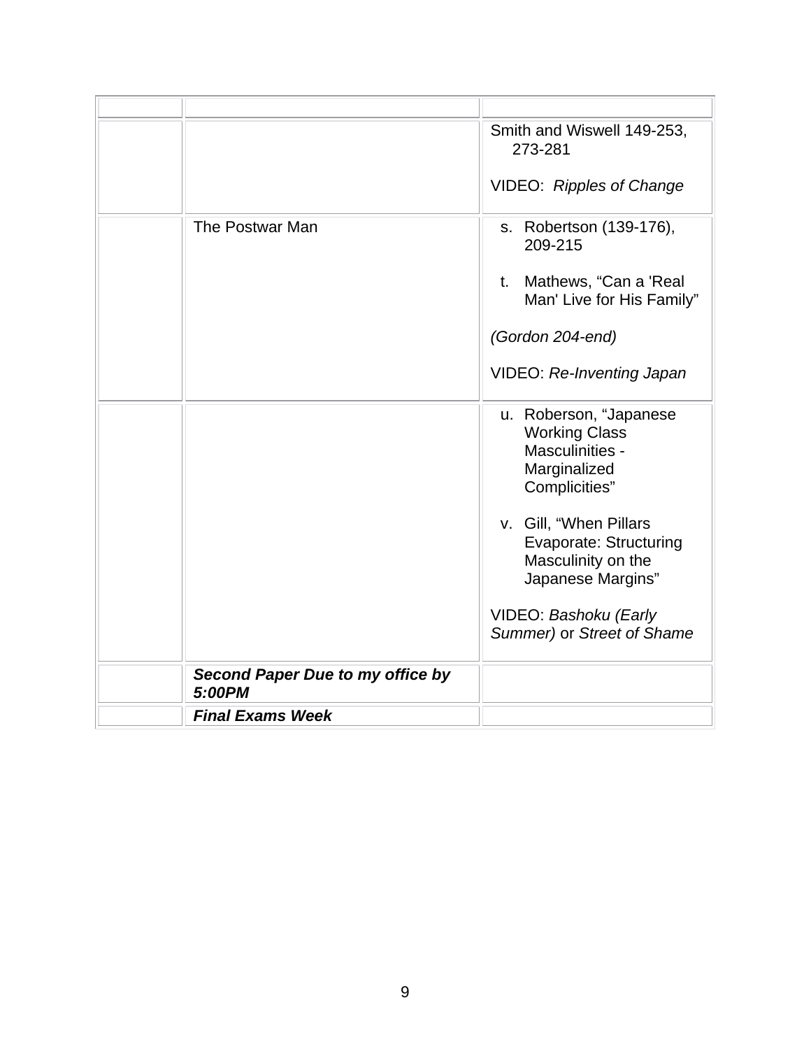| | | |
|---|---|---|
| | | |
| | | Smith and Wiswell 149-253, 273-281<br><br>VIDEO: *Ripples of Change* |
| | The Postwar Man | s. Robertson (139-176), 209-215<br><br>t. Mathews, "Can a 'Real Man' Live for His Family"<br><br>*(Gordon 204-end)*<br><br>VIDEO: *Re-Inventing Japan* |
| | | u. Roberson, "Japanese Working Class Masculinities - Marginalized Complicities"<br><br>v. Gill, "When Pillars Evaporate: Structuring Masculinity on the Japanese Margins"<br><br>VIDEO: *Bashoku (Early Summer)* or *Street of Shame* |
| | ***Second Paper Due to my office by 5:00PM*** | |
| | ***Final Exams Week*** | |